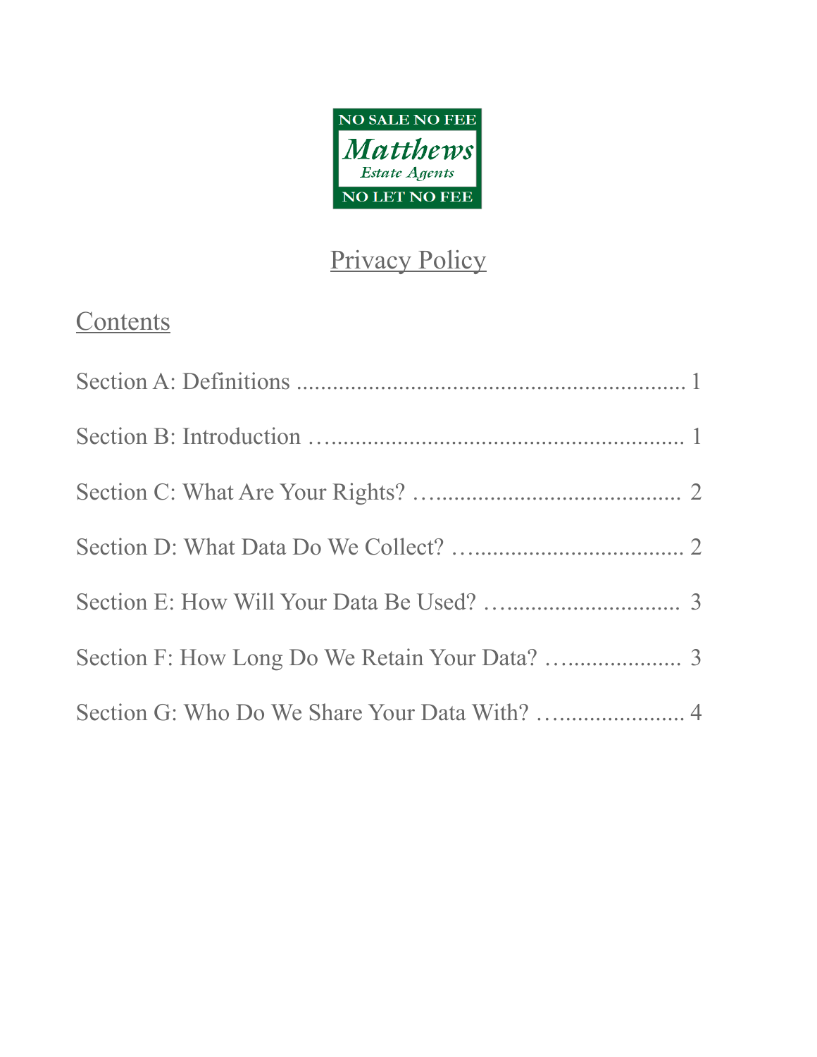NO SALE NO FEE

**Matthews**

*Estate Agents*

NO LET NO FEE

# Privacy Policy

## Contents

Section A: Definitions .................................................................. 1

Section B: Introduction …........................................................... 1

Section C: What Are Your Rights? …......................................... 2

Section D: What Data Do We Collect? …................................... 2

Section E: How Will Your Data Be Used? …............................. 3

Section F: How Long Do We Retain Your Data? …................... 3

Section G: Who Do We Share Your Data With? …..................... 4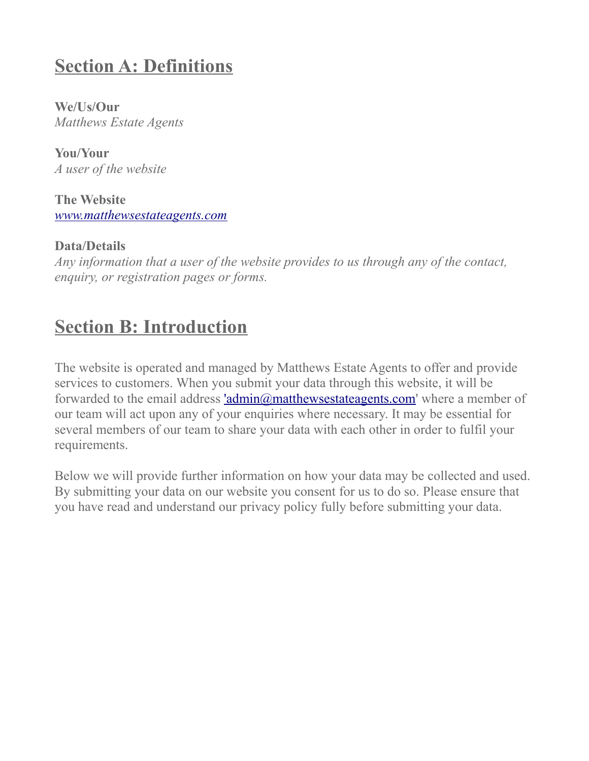## Section A: Definitions

**We/Us/Our**
*Matthews Estate Agents*

**You/Your**
*A user of the website*

**The Website**
*www.matthewsestateagents.com*

**Data/Details**
*Any information that a user of the website provides to us through any of the contact, enquiry, or registration pages or forms.*

## Section B: Introduction

The website is operated and managed by Matthews Estate Agents to offer and provide services to customers. When you submit your data through this website, it will be forwarded to the email address 'admin@matthewsestateagents.com' where a member of our team will act upon any of your enquiries where necessary. It may be essential for several members of our team to share your data with each other in order to fulfil your requirements.

Below we will provide further information on how your data may be collected and used. By submitting your data on our website you consent for us to do so. Please ensure that you have read and understand our privacy policy fully before submitting your data.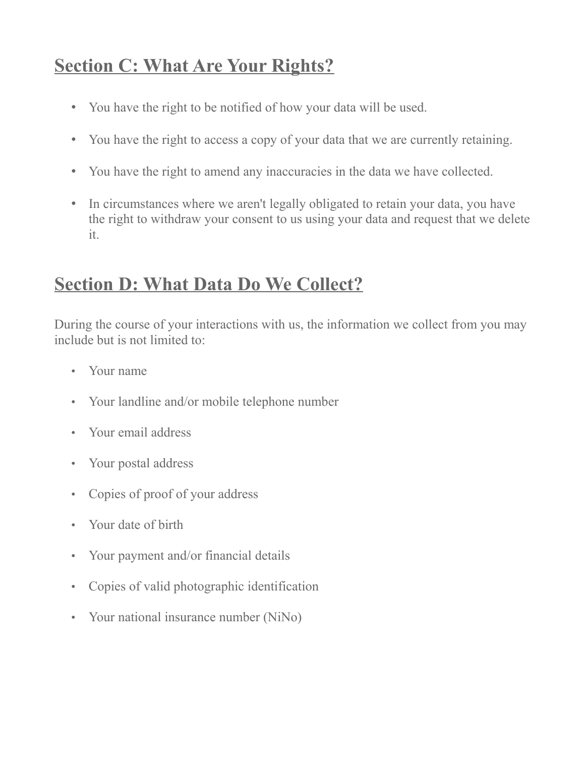## Section C: What Are Your Rights?

- You have the right to be notified of how your data will be used.
- You have the right to access a copy of your data that we are currently retaining.
- You have the right to amend any inaccuracies in the data we have collected.
- In circumstances where we aren't legally obligated to retain your data, you have the right to withdraw your consent to us using your data and request that we delete it.

## Section D: What Data Do We Collect?

During the course of your interactions with us, the information we collect from you may include but is not limited to:

- Your name
- Your landline and/or mobile telephone number
- Your email address
- Your postal address
- Copies of proof of your address
- Your date of birth
- Your payment and/or financial details
- Copies of valid photographic identification
- Your national insurance number (NiNo)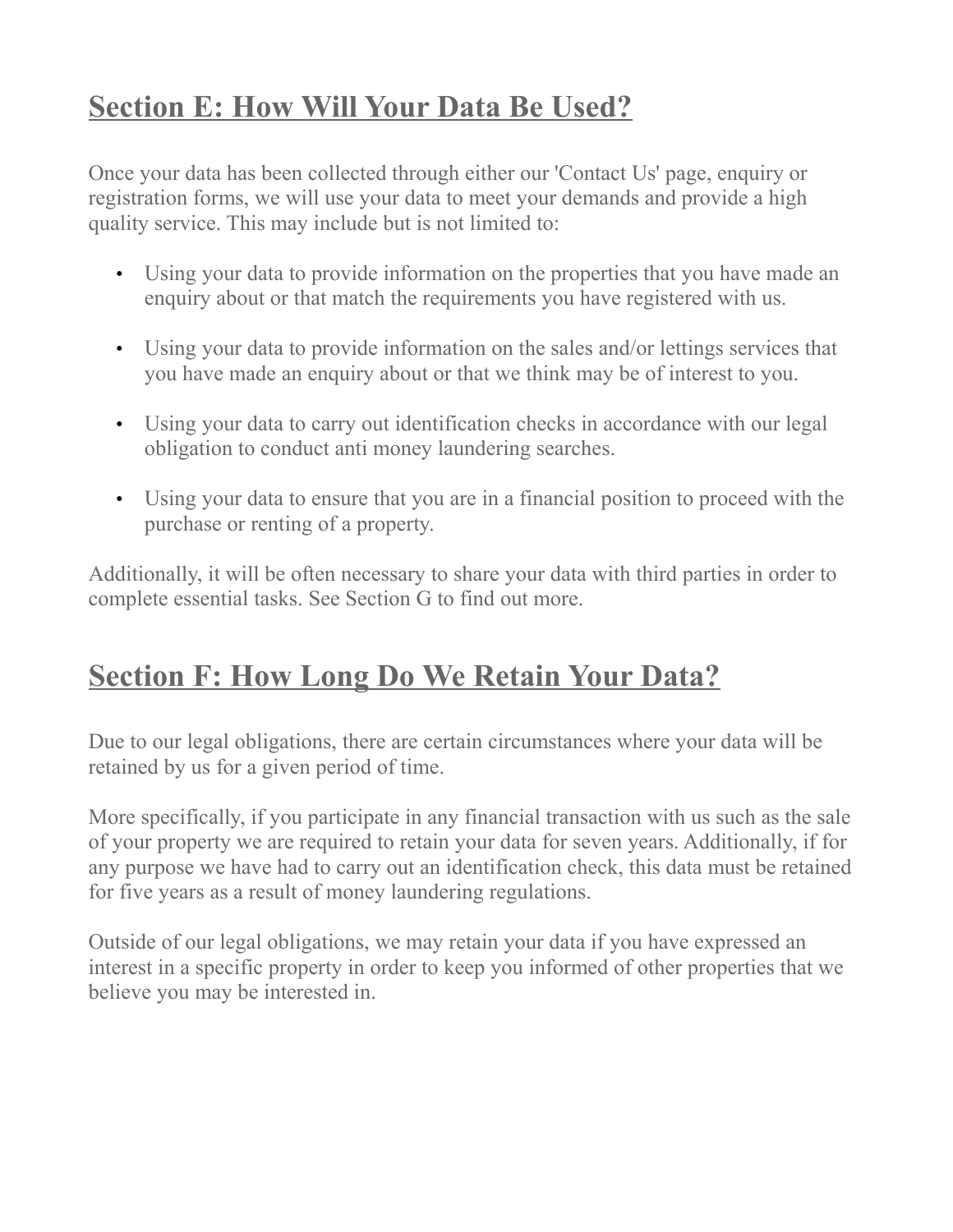## Section E: How Will Your Data Be Used?

Once your data has been collected through either our 'Contact Us' page, enquiry or registration forms, we will use your data to meet your demands and provide a high quality service. This may include but is not limited to:

- Using your data to provide information on the properties that you have made an enquiry about or that match the requirements you have registered with us.
- Using your data to provide information on the sales and/or lettings services that you have made an enquiry about or that we think may be of interest to you.
- Using your data to carry out identification checks in accordance with our legal obligation to conduct anti money laundering searches.
- Using your data to ensure that you are in a financial position to proceed with the purchase or renting of a property.

Additionally, it will be often necessary to share your data with third parties in order to complete essential tasks. See Section G to find out more.

## Section F: How Long Do We Retain Your Data?

Due to our legal obligations, there are certain circumstances where your data will be retained by us for a given period of time.

More specifically, if you participate in any financial transaction with us such as the sale of your property we are required to retain your data for seven years. Additionally, if for any purpose we have had to carry out an identification check, this data must be retained for five years as a result of money laundering regulations.

Outside of our legal obligations, we may retain your data if you have expressed an interest in a specific property in order to keep you informed of other properties that we believe you may be interested in.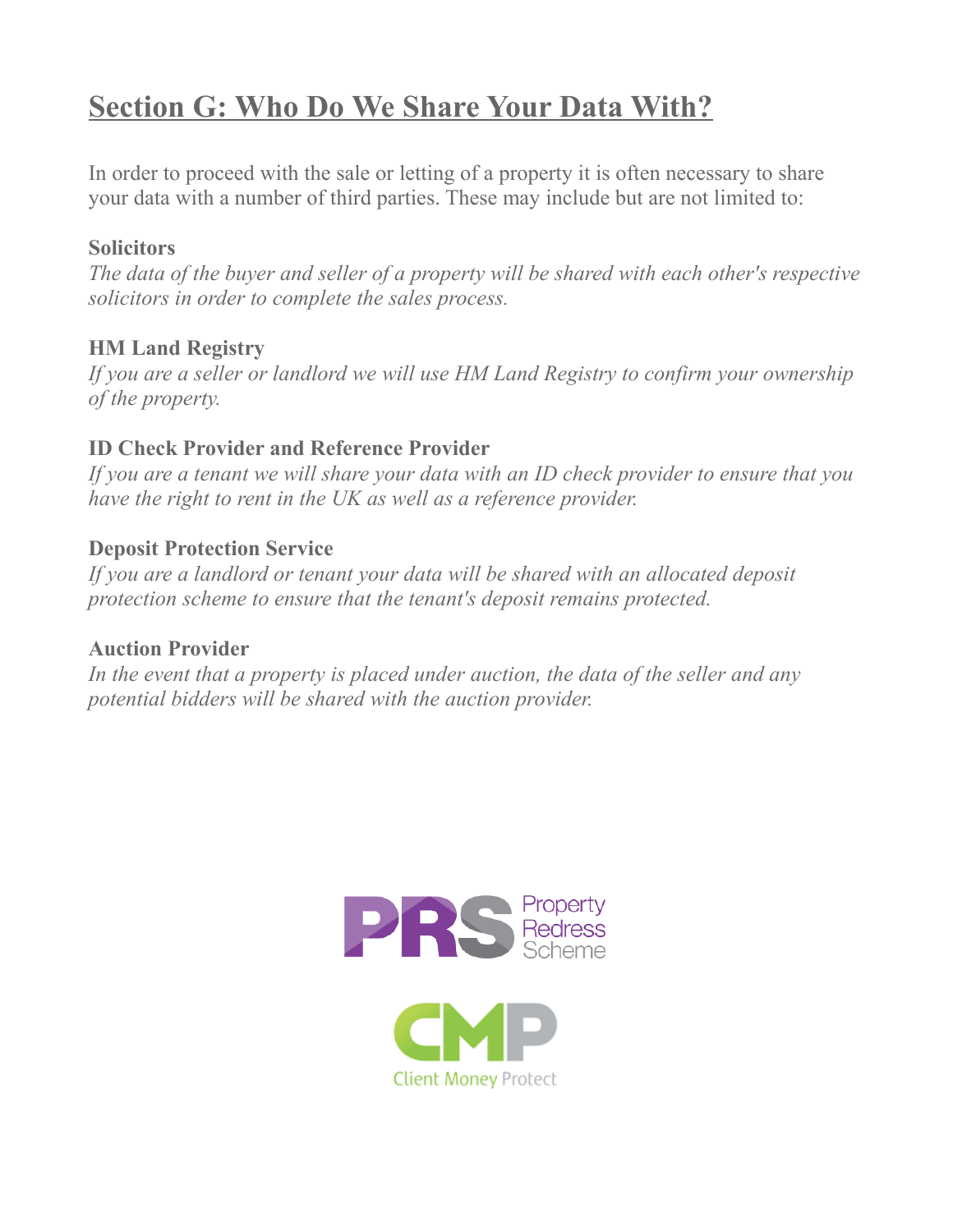## Section G: Who Do We Share Your Data With?

In order to proceed with the sale or letting of a property it is often necessary to share your data with a number of third parties. These may include but are not limited to:

**Solicitors**
*The data of the buyer and seller of a property will be shared with each other's respective solicitors in order to complete the sales process.*

**HM Land Registry**
*If you are a seller or landlord we will use HM Land Registry to confirm your ownership of the property.*

**ID Check Provider and Reference Provider**
*If you are a tenant we will share your data with an ID check provider to ensure that you have the right to rent in the UK as well as a reference provider.*

**Deposit Protection Service**
*If you are a landlord or tenant your data will be shared with an allocated deposit protection scheme to ensure that the tenant's deposit remains protected.*

**Auction Provider**
*In the event that a property is placed under auction, the data of the seller and any potential bidders will be shared with the auction provider.*

PRS Property Redress Scheme

CMP Client Money Protect